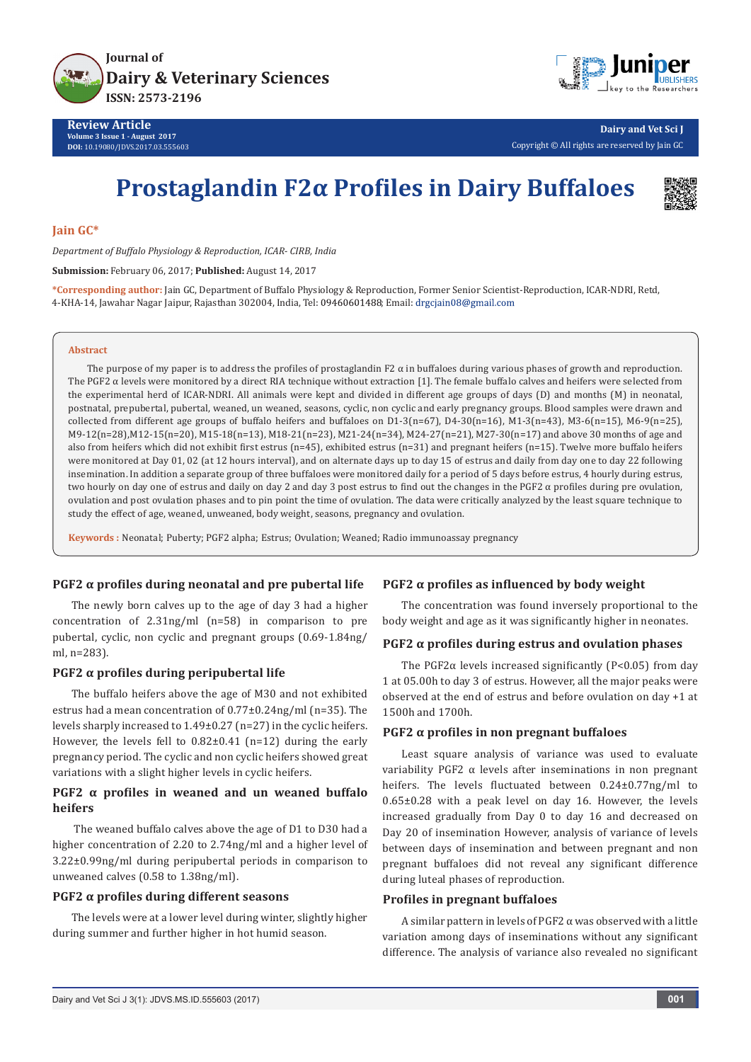# Prostaglandin F2α Profiles in Dairy Buffaloes

**Jain GC***

*Department of Buffalo Physiology & Reproduction, ICAR- CIRB, India*

**Submission:** February 06, 2017; **Published:** August 14, 2017

***Corresponding author:** Jain GC, Department of Buffalo Physiology & Reproduction, Former Senior Scientist-Reproduction, ICAR-NDRI, Retd, 4-KHA-14, Jawahar Nagar Jaipur, Rajasthan 302004, India, Tel: 09460601488; Email: drgcjain08@gmail.com

## Abstract

The purpose of my paper is to address the profiles of prostaglandin F2 α in buffaloes during various phases of growth and reproduction. The PGF2 α levels were monitored by a direct RIA technique without extraction [1]. The female buffalo calves and heifers were selected from the experimental herd of ICAR-NDRI. All animals were kept and divided in different age groups of days (D) and months (M) in neonatal, postnatal, prepubertal, pubertal, weaned, un weaned, seasons, cyclic, non cyclic and early pregnancy groups. Blood samples were drawn and collected from different age groups of buffalo heifers and buffaloes on D1-3(n=67), D4-30(n=16), M1-3(n=43), M3-6(n=15), M6-9(n=25), M9-12(n=28),M12-15(n=20), M15-18(n=13), M18-21(n=23), M21-24(n=34), M24-27(n=21), M27-30(n=17) and above 30 months of age and also from heifers which did not exhibit first estrus (n=45), exhibited estrus (n=31) and pregnant heifers (n=15). Twelve more buffalo heifers were monitored at Day 01, 02 (at 12 hours interval), and on alternate days up to day 15 of estrus and daily from day one to day 22 following insemination. In addition a separate group of three buffaloes were monitored daily for a period of 5 days before estrus, 4 hourly during estrus, two hourly on day one of estrus and daily on day 2 and day 3 post estrus to find out the changes in the PGF2 α profiles during pre ovulation, ovulation and post ovulation phases and to pin point the time of ovulation. The data were critically analyzed by the least square technique to study the effect of age, weaned, unweaned, body weight, seasons, pregnancy and ovulation.

**Keywords :** Neonatal; Puberty; PGF2 alpha; Estrus; Ovulation; Weaned; Radio immunoassay pregnancy

## PGF2 α profiles during neonatal and pre pubertal life

The newly born calves up to the age of day 3 had a higher concentration of 2.31ng/ml (n=58) in comparison to pre pubertal, cyclic, non cyclic and pregnant groups (0.69-1.84ng/ml, n=283).

## PGF2 α profiles during peripubertal life

The buffalo heifers above the age of M30 and not exhibited estrus had a mean concentration of 0.77±0.24ng/ml (n=35). The levels sharply increased to 1.49±0.27 (n=27) in the cyclic heifers. However, the levels fell to 0.82±0.41 (n=12) during the early pregnancy period. The cyclic and non cyclic heifers showed great variations with a slight higher levels in cyclic heifers.

## PGF2 α profiles in weaned and un weaned buffalo heifers

The weaned buffalo calves above the age of D1 to D30 had a higher concentration of 2.20 to 2.74ng/ml and a higher level of 3.22±0.99ng/ml during peripubertal periods in comparison to unweaned calves (0.58 to 1.38ng/ml).

## PGF2 α profiles during different seasons

The levels were at a lower level during winter, slightly higher during summer and further higher in hot humid season.

## PGF2 α profiles as influenced by body weight

The concentration was found inversely proportional to the body weight and age as it was significantly higher in neonates.

## PGF2 α profiles during estrus and ovulation phases

The PGF2α levels increased significantly ($P<0.05$) from day 1 at 05.00h to day 3 of estrus. However, all the major peaks were observed at the end of estrus and before ovulation on day +1 at 1500h and 1700h.

## PGF2 α profiles in non pregnant buffaloes

Least square analysis of variance was used to evaluate variability PGF2 α levels after inseminations in non pregnant heifers. The levels fluctuated between 0.24±0.77ng/ml to 0.65±0.28 with a peak level on day 16. However, the levels increased gradually from Day 0 to day 16 and decreased on Day 20 of insemination However, analysis of variance of levels between days of insemination and between pregnant and non pregnant buffaloes did not reveal any significant difference during luteal phases of reproduction.

## Profiles in pregnant buffaloes

A similar pattern in levels of PGF2 α was observed with a little variation among days of inseminations without any significant difference. The analysis of variance also revealed no significant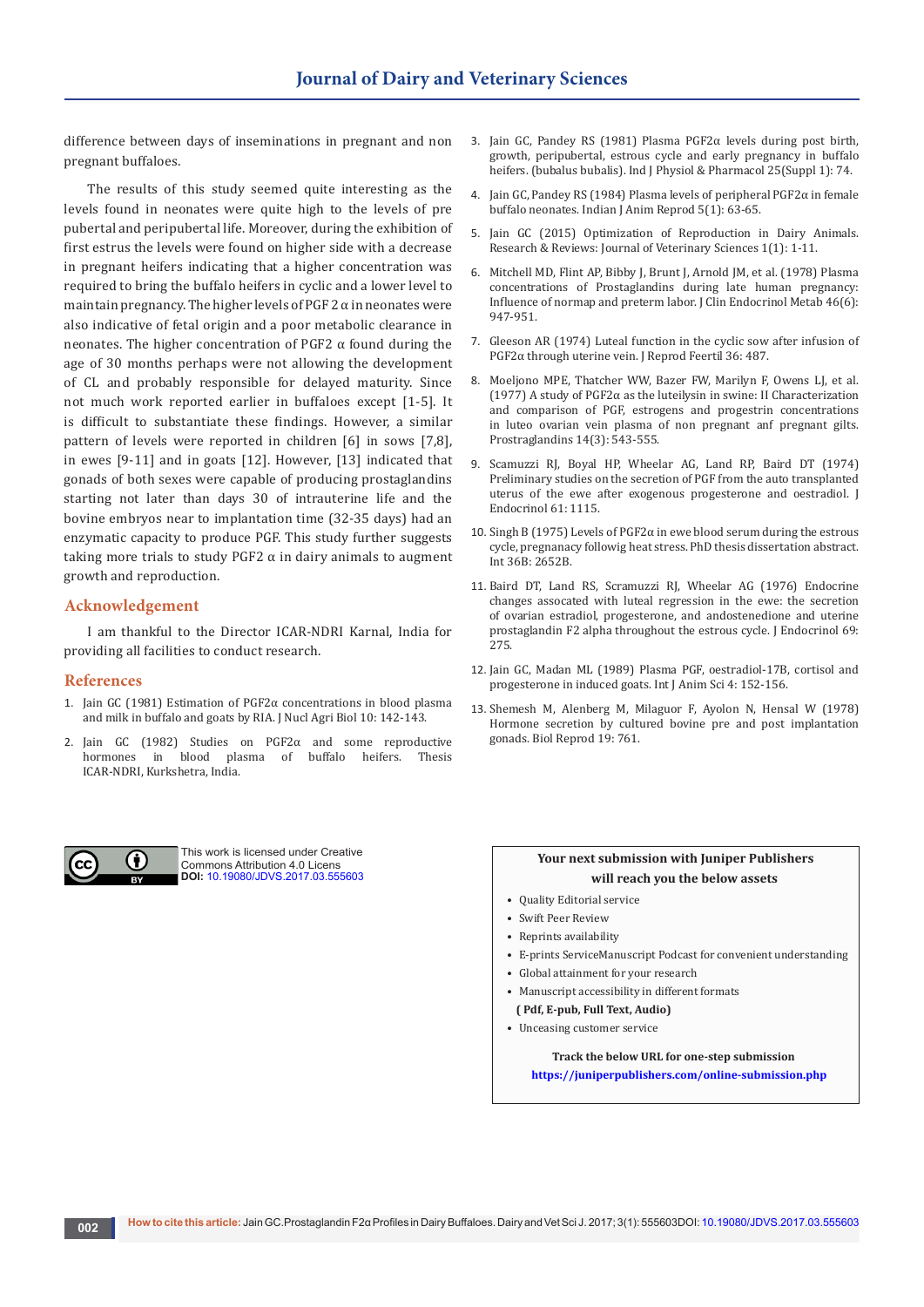difference between days of inseminations in pregnant and non pregnant buffaloes.

The results of this study seemed quite interesting as the levels found in neonates were quite high to the levels of pre pubertal and peripubertal life. Moreover, during the exhibition of first estrus the levels were found on higher side with a decrease in pregnant heifers indicating that a higher concentration was required to bring the buffalo heifers in cyclic and a lower level to maintain pregnancy. The higher levels of PGF 2 α in neonates were also indicative of fetal origin and a poor metabolic clearance in neonates. The higher concentration of PGF2 α found during the age of 30 months perhaps were not allowing the development of CL and probably responsible for delayed maturity. Since not much work reported earlier in buffaloes except [1-5]. It is difficult to substantiate these findings. However, a similar pattern of levels were reported in children [6] in sows [7,8], in ewes [9-11] and in goats [12]. However, [13] indicated that gonads of both sexes were capable of producing prostaglandins starting not later than days 30 of intrauterine life and the bovine embryos near to implantation time (32-35 days) had an enzymatic capacity to produce PGF. This study further suggests taking more trials to study PGF2 α in dairy animals to augment growth and reproduction.

## Acknowledgement

I am thankful to the Director ICAR-NDRI Karnal, India for providing all facilities to conduct research.

## References

1. Jain GC (1981) Estimation of PGF2α concentrations in blood plasma and milk in buffalo and goats by RIA. J Nucl Agri Biol 10: 142-143.
2. Jain GC (1982) Studies on PGF2α and some reproductive hormones in blood plasma of buffalo heifers. Thesis ICAR-NDRI, Kurkshetra, India.
3. Jain GC, Pandey RS (1981) Plasma PGF2α levels during post birth, growth, peripubertal, estrous cycle and early pregnancy in buffalo heifers. (bubalus bubalis). Ind J Physiol & Pharmacol 25(Suppl 1): 74.
4. Jain GC, Pandey RS (1984) Plasma levels of peripheral PGF2α in female buffalo neonates. Indian J Anim Reprod 5(1): 63-65.
5. Jain GC (2015) Optimization of Reproduction in Dairy Animals. Research & Reviews: Journal of Veterinary Sciences 1(1): 1-11.
6. Mitchell MD, Flint AP, Bibby J, Brunt J, Arnold JM, et al. (1978) Plasma concentrations of Prostaglandins during late human pregnancy: Influence of normap and preterm labor. J Clin Endocrinol Metab 46(6): 947-951.
7. Gleeson AR (1974) Luteal function in the cyclic sow after infusion of PGF2α through uterine vein. J Reprod Feertil 36: 487.
8. Moeljono MPE, Thatcher WW, Bazer FW, Marilyn F, Owens LJ, et al. (1977) A study of PGF2α as the luteilysin in swine: II Characterization and comparison of PGF, estrogens and progestrin concentrations in luteo ovarian vein plasma of non pregnant anf pregnant gilts. Prostraglandins 14(3): 543-555.
9. Scamuzzi RJ, Boyal HP, Wheelar AG, Land RP, Baird DT (1974) Preliminary studies on the secretion of PGF from the auto transplanted uterus of the ewe after exogenous progesterone and oestradiol. J Endocrinol 61: 1115.
10. Singh B (1975) Levels of PGF2α in ewe blood serum during the estrous cycle, pregnancy followig heat stress. PhD thesis dissertation abstract. Int 36B: 2652B.
11. Baird DT, Land RS, Scramuzzi RJ, Wheelar AG (1976) Endocrine changes assocated with luteal regression in the ewe: the secretion of ovarian estradiol, progesterone, and andostenedione and uterine prostaglandin F2 alpha throughout the estrous cycle. J Endocrinol 69: 275.
12. Jain GC, Madan ML (1989) Plasma PGF, oestradiol-17B, cortisol and progesterone in induced goats. Int J Anim Sci 4: 152-156.
13. Shemesh M, Alenberg M, Milaguor F, Ayolon N, Hensal W (1978) Hormone secretion by cultured bovine pre and post implantation gonads. Biol Reprod 19: 761.

This work is licensed under Creative Commons Attribution 4.0 Licens
**DOI:** 10.19080/JDVS.2017.03.555603

**Your next submission with Juniper Publishers will reach you the below assets**

- Quality Editorial service
- Swift Peer Review
- Reprints availability
- E-prints ServiceManuscript Podcast for convenient understanding
- Global attainment for your research
- Manuscript accessibility in different formats
  **( Pdf, E-pub, Full Text, Audio)**
- Unceasing customer service

**Track the below URL for one-step submission**
**https://juniperpublishers.com/online-submission.php**

**How to cite this article:** Jain GC.Prostaglandin F2α Profiles in Dairy Buffaloes. Dairy and Vet Sci J. 2017; 3(1): 555603DOI: 10.19080/JDVS.2017.03.555603